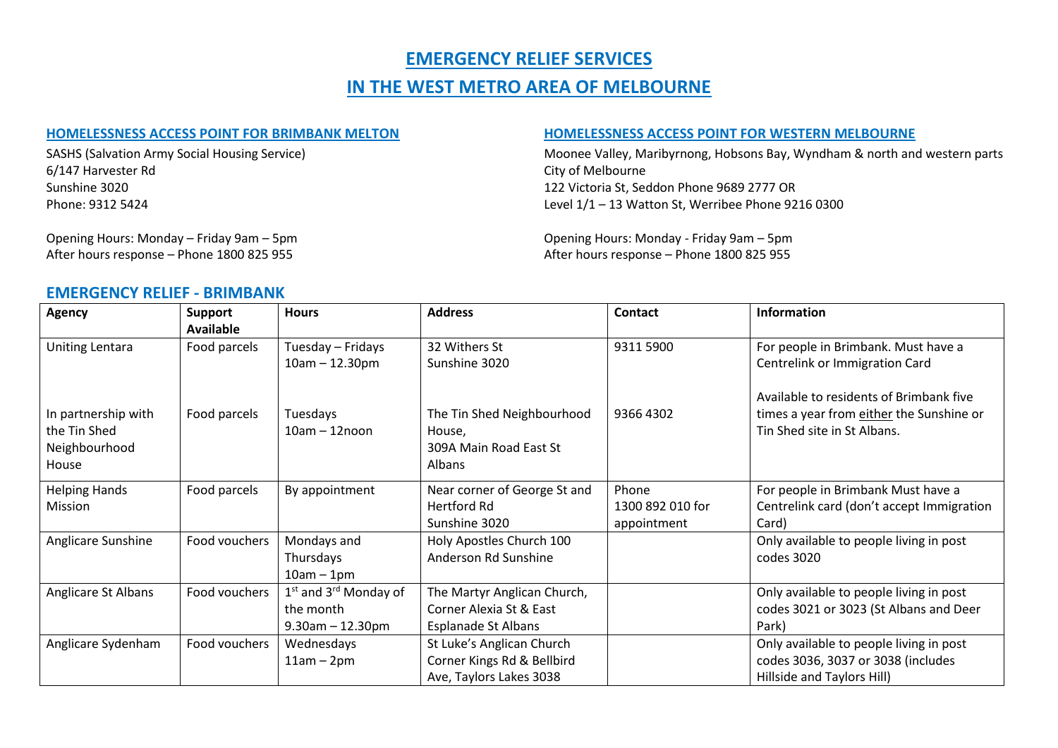# EMERGENCY RELIEF SERVICES

# IN THE WEST METRO AREA OF MELBOURNE

### HOMELESSNESS ACCESS POINT FOR BRIMBANK MELTON

SASHS (Salvation Army Social Housing Service)
6/147 Harvester Rd
Sunshine 3020
Phone: 9312 5424

Opening Hours: Monday – Friday 9am – 5pm
After hours response – Phone 1800 825 955

### HOMELESSNESS ACCESS POINT FOR WESTERN MELBOURNE

Moonee Valley, Maribyrnong, Hobsons Bay, Wyndham & north and western parts City of Melbourne
122 Victoria St, Seddon Phone 9689 2777 OR
Level 1/1 – 13 Watton St, Werribee Phone 9216 0300

Opening Hours: Monday - Friday 9am – 5pm
After hours response – Phone 1800 825 955

## EMERGENCY RELIEF - BRIMBANK

| Agency | Support Available | Hours | Address | Contact | Information |
|---|---|---|---|---|---|
| Uniting Lentara | Food parcels | Tuesday – Fridays 10am – 12.30pm | 32 Withers St Sunshine 3020 | 9311 5900 | For people in Brimbank. Must have a Centrelink or Immigration Card |
| In partnership with the Tin Shed Neighbourhood House | Food parcels | Tuesdays 10am – 12noon | The Tin Shed Neighbourhood House, 309A Main Road East St Albans | 9366 4302 | Available to residents of Brimbank five times a year from either the Sunshine or Tin Shed site in St Albans. |
| Helping Hands Mission | Food parcels | By appointment | Near corner of George St and Hertford Rd Sunshine 3020 | Phone 1300 892 010 for appointment | For people in Brimbank Must have a Centrelink card (don't accept Immigration Card) |
| Anglicare Sunshine | Food vouchers | Mondays and Thursdays 10am – 1pm | Holy Apostles Church 100 Anderson Rd Sunshine | | Only available to people living in post codes 3020 |
| Anglicare St Albans | Food vouchers | 1st and 3rd Monday of the month 9.30am – 12.30pm | The Martyr Anglican Church, Corner Alexia St & East Esplanade St Albans | | Only available to people living in post codes 3021 or 3023 (St Albans and Deer Park) |
| Anglicare Sydenham | Food vouchers | Wednesdays 11am – 2pm | St Luke's Anglican Church Corner Kings Rd & Bellbird Ave, Taylors Lakes 3038 | | Only available to people living in post codes 3036, 3037 or 3038 (includes Hillside and Taylors Hill) |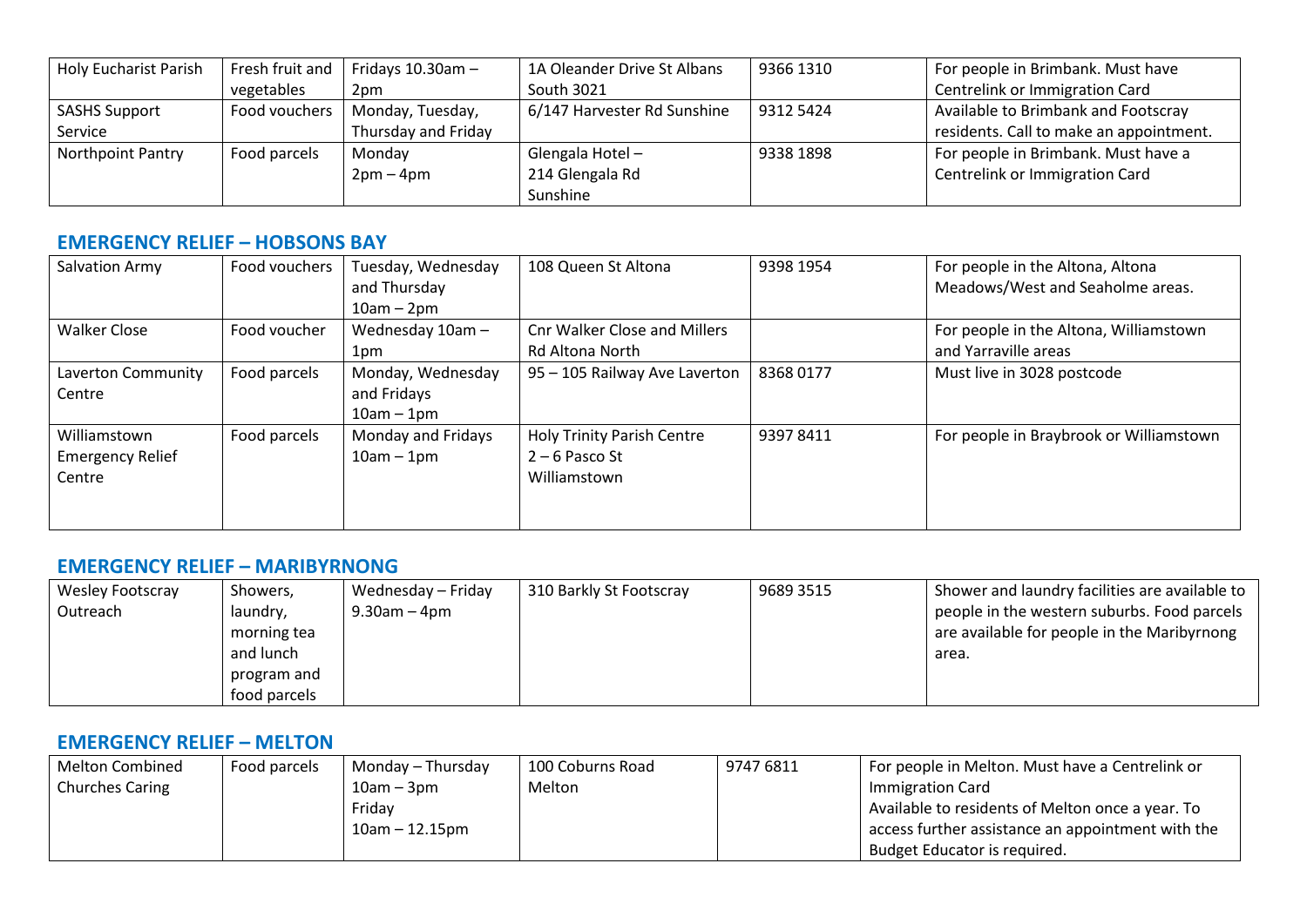| Holy Eucharist Parish | Fresh fruit and vegetables | Fridays 10.30am – 2pm | 1A Oleander Drive St Albans South 3021 | 9366 1310 | For people in Brimbank. Must have Centrelink or Immigration Card |
|---|---|---|---|---|---|
| SASHS Support Service | Food vouchers | Monday, Tuesday, Thursday and Friday | 6/147 Harvester Rd Sunshine | 9312 5424 | Available to Brimbank and Footscray residents. Call to make an appointment. |
| Northpoint Pantry | Food parcels | Monday 2pm – 4pm | Glengala Hotel – 214 Glengala Rd Sunshine | 9338 1898 | For people in Brimbank. Must have a Centrelink or Immigration Card |

## EMERGENCY RELIEF – HOBSONS BAY

| Salvation Army | Food vouchers | Tuesday, Wednesday and Thursday 10am – 2pm | 108 Queen St Altona | 9398 1954 | For people in the Altona, Altona Meadows/West and Seaholme areas. |
|---|---|---|---|---|---|
| Walker Close | Food voucher | Wednesday 10am – 1pm | Cnr Walker Close and Millers Rd Altona North | | For people in the Altona, Williamstown and Yarraville areas |
| Laverton Community Centre | Food parcels | Monday, Wednesday and Fridays 10am – 1pm | 95 – 105 Railway Ave Laverton | 8368 0177 | Must live in 3028 postcode |
| Williamstown Emergency Relief Centre | Food parcels | Monday and Fridays 10am – 1pm | Holy Trinity Parish Centre 2 – 6 Pasco St Williamstown | 9397 8411 | For people in Braybrook or Williamstown |

## EMERGENCY RELIEF – MARIBYRNONG

| Wesley Footscray Outreach | Showers, laundry, morning tea and lunch program and food parcels | Wednesday – Friday 9.30am – 4pm | 310 Barkly St Footscray | 9689 3515 | Shower and laundry facilities are available to people in the western suburbs. Food parcels are available for people in the Maribyrnong area. |
|---|---|---|---|---|---|

## EMERGENCY RELIEF – MELTON

| Melton Combined Churches Caring | Food parcels | Monday – Thursday 10am – 3pm Friday 10am – 12.15pm | 100 Coburns Road Melton | 9747 6811 | For people in Melton. Must have a Centrelink or Immigration Card Available to residents of Melton once a year. To access further assistance an appointment with the Budget Educator is required. |
|---|---|---|---|---|---|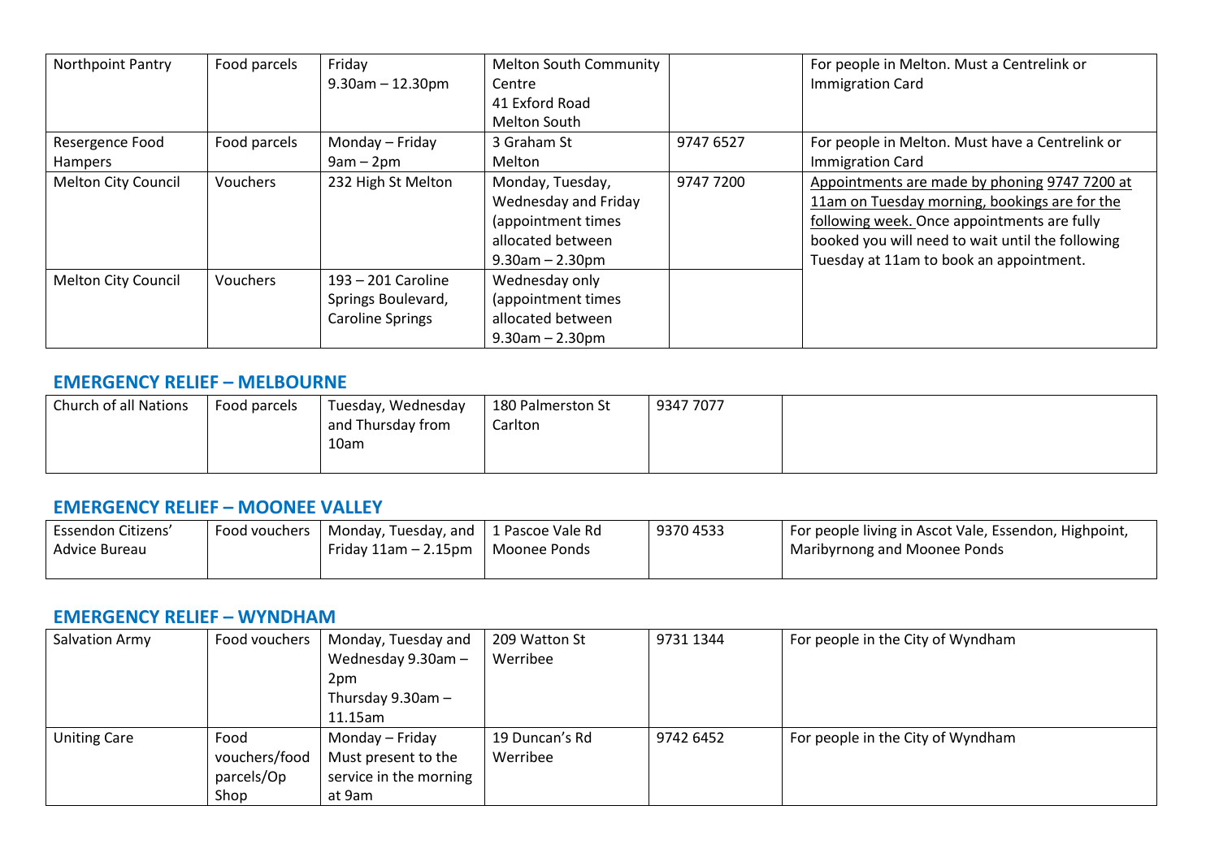| | | | | | |
|---|---|---|---|---|---|
| Northpoint Pantry | Food parcels | Friday 9.30am – 12.30pm | Melton South Community Centre 41 Exford Road Melton South | | For people in Melton. Must a Centrelink or Immigration Card |
| Resergence Food Hampers | Food parcels | Monday – Friday 9am – 2pm | 3 Graham St Melton | 9747 6527 | For people in Melton. Must have a Centrelink or Immigration Card |
| Melton City Council | Vouchers | 232 High St Melton | Monday, Tuesday, Wednesday and Friday (appointment times allocated between 9.30am – 2.30pm | 9747 7200 | Appointments are made by phoning 9747 7200 at 11am on Tuesday morning, bookings are for the following week. Once appointments are fully booked you will need to wait until the following Tuesday at 11am to book an appointment. |
| Melton City Council | Vouchers | 193 – 201 Caroline Springs Boulevard, Caroline Springs | Wednesday only (appointment times allocated between 9.30am – 2.30pm | | |

## EMERGENCY RELIEF – MELBOURNE

| | | | | | |
|---|---|---|---|---|---|
| Church of all Nations | Food parcels | Tuesday, Wednesday and Thursday from 10am | 180 Palmerston St Carlton | 9347 7077 | |

## EMERGENCY RELIEF – MOONEE VALLEY

| | | | | | |
|---|---|---|---|---|---|
| Essendon Citizens' Advice Bureau | Food vouchers | Monday, Tuesday, and Friday 11am – 2.15pm | 1 Pascoe Vale Rd Moonee Ponds | 9370 4533 | For people living in Ascot Vale, Essendon, Highpoint, Maribyrnong and Moonee Ponds |

## EMERGENCY RELIEF – WYNDHAM

| | | | | | |
|---|---|---|---|---|---|
| Salvation Army | Food vouchers | Monday, Tuesday and Wednesday 9.30am – 2pm Thursday 9.30am – 11.15am | 209 Watton St Werribee | 9731 1344 | For people in the City of Wyndham |
| Uniting Care | Food vouchers/food parcels/Op Shop | Monday – Friday Must present to the service in the morning at 9am | 19 Duncan's Rd Werribee | 9742 6452 | For people in the City of Wyndham |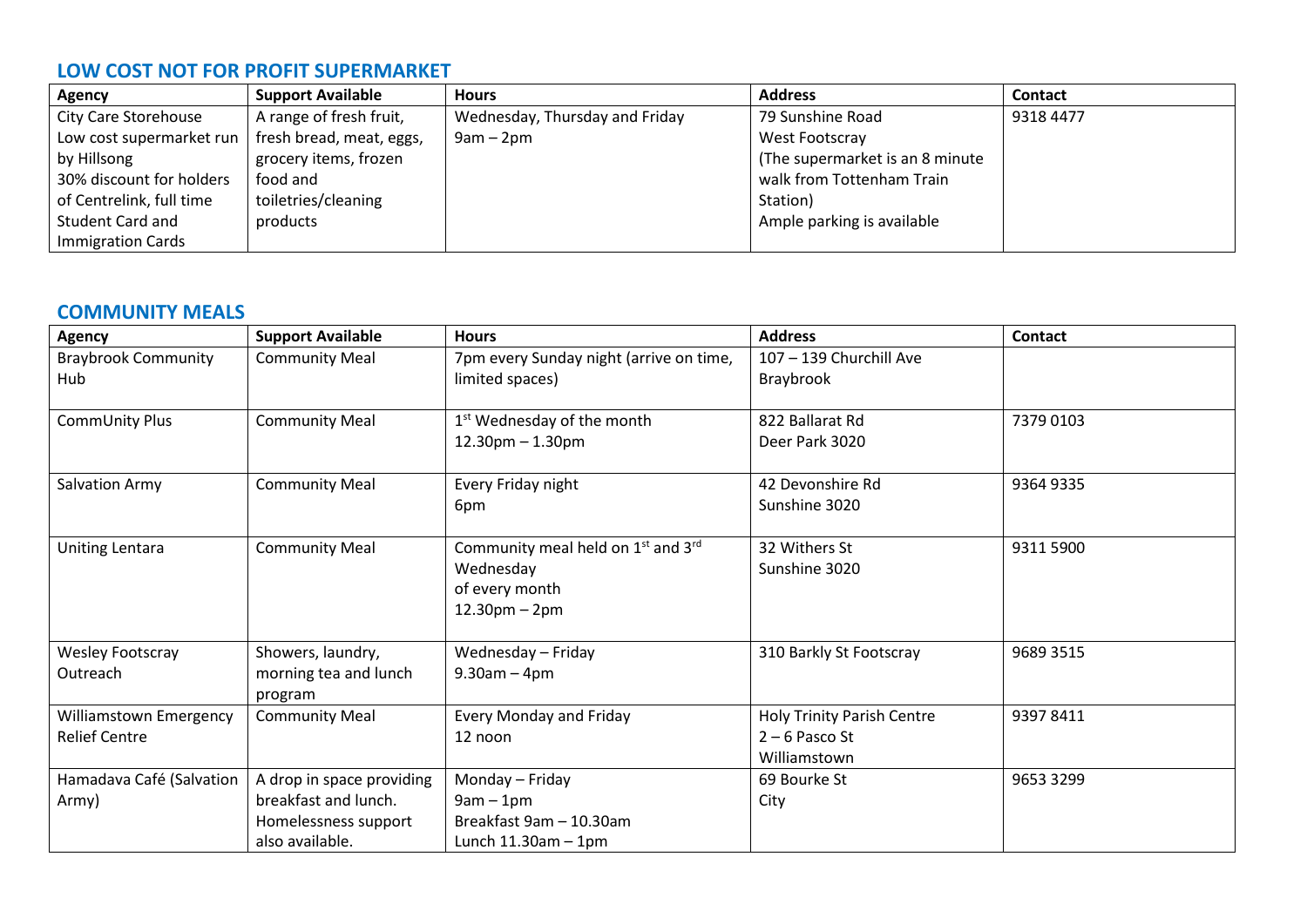## LOW COST NOT FOR PROFIT SUPERMARKET

| Agency | Support Available | Hours | Address | Contact |
|---|---|---|---|---|
| City Care Storehouse Low cost supermarket run by Hillsong 30% discount for holders of Centrelink, full time Student Card and Immigration Cards | A range of fresh fruit, fresh bread, meat, eggs, grocery items, frozen food and toiletries/cleaning products | Wednesday, Thursday and Friday 9am – 2pm | 79 Sunshine Road West Footscray (The supermarket is an 8 minute walk from Tottenham Train Station) Ample parking is available | 9318 4477 |

## COMMUNITY MEALS

| Agency | Support Available | Hours | Address | Contact |
|---|---|---|---|---|
| Braybrook Community Hub | Community Meal | 7pm every Sunday night (arrive on time, limited spaces) | 107 – 139 Churchill Ave Braybrook | |
| CommUnity Plus | Community Meal | 1st Wednesday of the month 12.30pm – 1.30pm | 822 Ballarat Rd Deer Park 3020 | 7379 0103 |
| Salvation Army | Community Meal | Every Friday night 6pm | 42 Devonshire Rd Sunshine 3020 | 9364 9335 |
| Uniting Lentara | Community Meal | Community meal held on 1st and 3rd Wednesday of every month 12.30pm – 2pm | 32 Withers St Sunshine 3020 | 9311 5900 |
| Wesley Footscray Outreach | Showers, laundry, morning tea and lunch program | Wednesday – Friday 9.30am – 4pm | 310 Barkly St Footscray | 9689 3515 |
| Williamstown Emergency Relief Centre | Community Meal | Every Monday and Friday 12 noon | Holy Trinity Parish Centre 2 – 6 Pasco St Williamstown | 9397 8411 |
| Hamadava Café (Salvation Army) | A drop in space providing breakfast and lunch. Homelessness support also available. | Monday – Friday 9am – 1pm Breakfast 9am – 10.30am Lunch 11.30am – 1pm | 69 Bourke St City | 9653 3299 |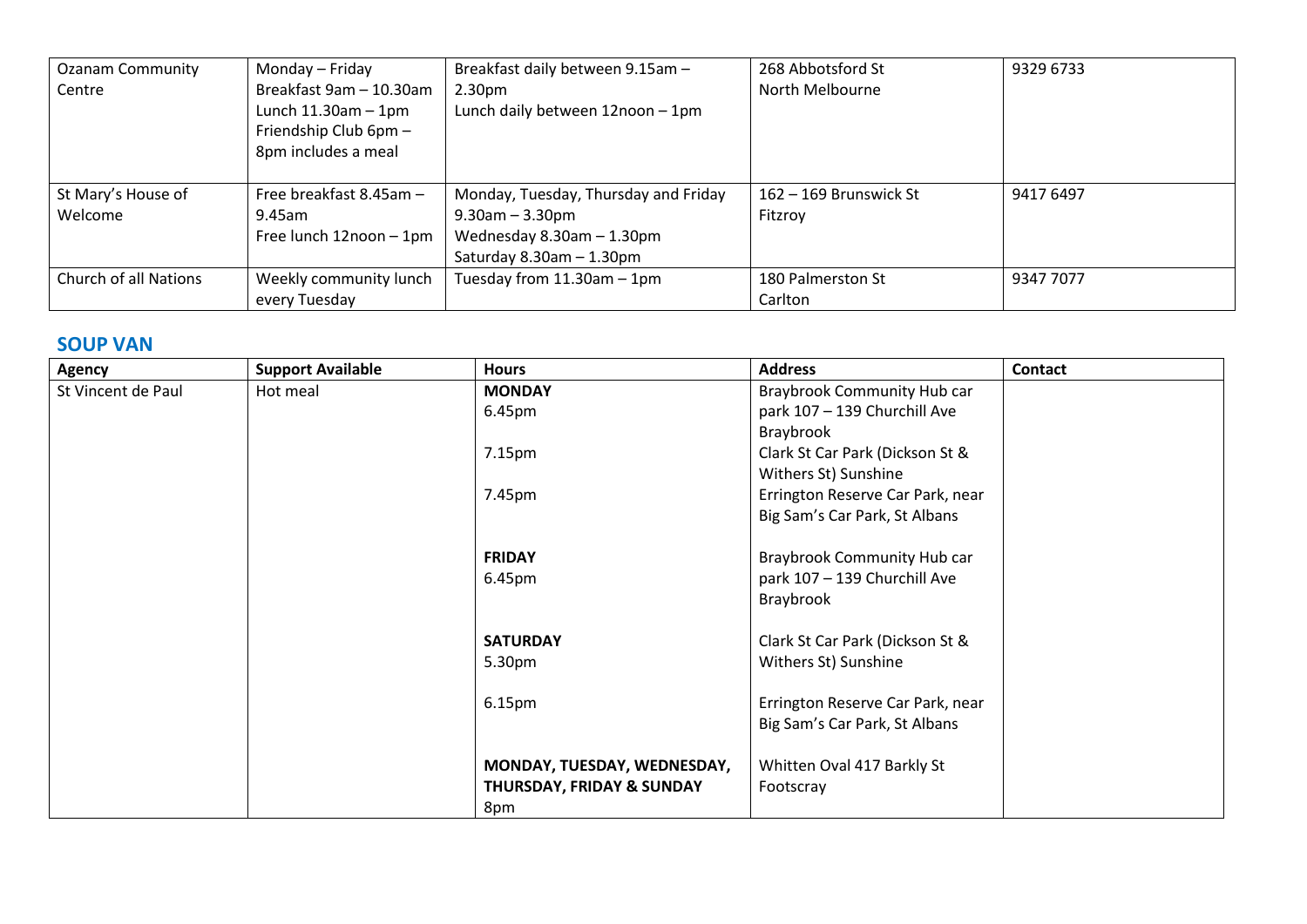| | | | | |
|---|---|---|---|---|
| Ozanam Community Centre | Monday – Friday<br>Breakfast 9am – 10.30am<br>Lunch 11.30am – 1pm<br>Friendship Club 6pm – 8pm includes a meal | Breakfast daily between 9.15am – 2.30pm<br>Lunch daily between 12noon – 1pm | 268 Abbotsford St<br>North Melbourne | 9329 6733 |
| St Mary's House of Welcome | Free breakfast 8.45am – 9.45am<br>Free lunch 12noon – 1pm | Monday, Tuesday, Thursday and Friday 9.30am – 3.30pm<br>Wednesday 8.30am – 1.30pm<br>Saturday 8.30am – 1.30pm | 162 – 169 Brunswick St<br>Fitzroy | 9417 6497 |
| Church of all Nations | Weekly community lunch every Tuesday | Tuesday from 11.30am – 1pm | 180 Palmerston St<br>Carlton | 9347 7077 |

## SOUP VAN

| Agency | Support Available | Hours | Address | Contact |
|---|---|---|---|---|
| St Vincent de Paul | Hot meal | **MONDAY**<br>6.45pm<br><br>7.15pm<br><br>7.45pm<br><br>**FRIDAY**<br>6.45pm<br><br>**SATURDAY**<br>5.30pm<br><br>6.15pm<br><br>**MONDAY, TUESDAY, WEDNESDAY, THURSDAY, FRIDAY & SUNDAY**<br>8pm | Braybrook Community Hub car park 107 – 139 Churchill Ave Braybrook<br>Clark St Car Park (Dickson St & Withers St) Sunshine<br>Errington Reserve Car Park, near Big Sam's Car Park, St Albans<br><br>Braybrook Community Hub car park 107 – 139 Churchill Ave Braybrook<br><br>Clark St Car Park (Dickson St & Withers St) Sunshine<br><br>Errington Reserve Car Park, near Big Sam's Car Park, St Albans<br><br>Whitten Oval 417 Barkly St Footscray | |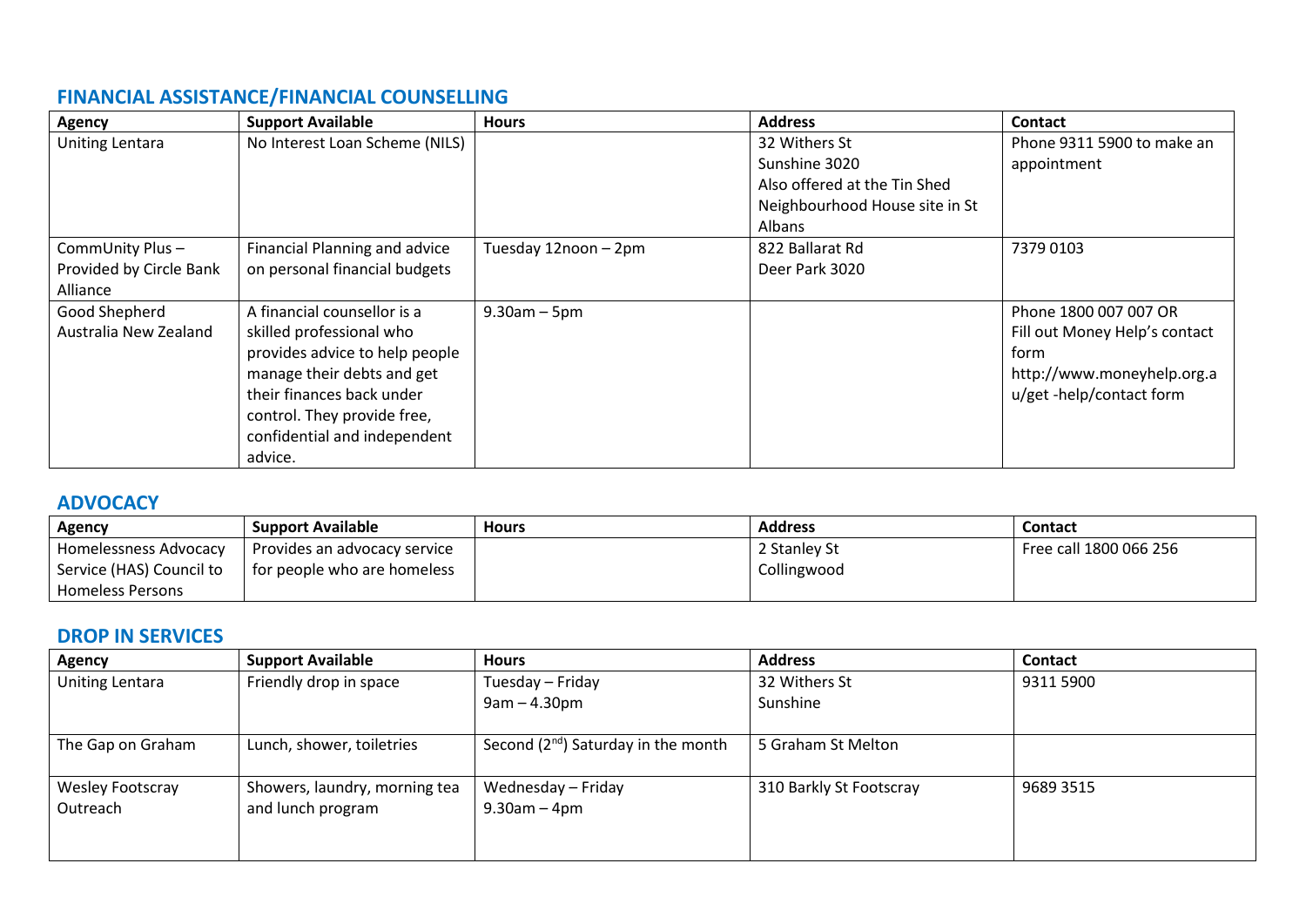## FINANCIAL ASSISTANCE/FINANCIAL COUNSELLING

| Agency | Support Available | Hours | Address | Contact |
|---|---|---|---|---|
| Uniting Lentara | No Interest Loan Scheme (NILS) | | 32 Withers St Sunshine 3020 Also offered at the Tin Shed Neighbourhood House site in St Albans | Phone 9311 5900 to make an appointment |
| CommUnity Plus – Provided by Circle Bank Alliance | Financial Planning and advice on personal financial budgets | Tuesday 12noon – 2pm | 822 Ballarat Rd Deer Park 3020 | 7379 0103 |
| Good Shepherd Australia New Zealand | A financial counsellor is a skilled professional who provides advice to help people manage their debts and get their finances back under control. They provide free, confidential and independent advice. | 9.30am – 5pm | | Phone 1800 007 007 OR Fill out Money Help's contact form http://www.moneyhelp.org.au/get -help/contact form |

## ADVOCACY

| Agency | Support Available | Hours | Address | Contact |
|---|---|---|---|---|
| Homelessness Advocacy Service (HAS) Council to Homeless Persons | Provides an advocacy service for people who are homeless | | 2 Stanley St Collingwood | Free call 1800 066 256 |

## DROP IN SERVICES

| Agency | Support Available | Hours | Address | Contact |
|---|---|---|---|---|
| Uniting Lentara | Friendly drop in space | Tuesday – Friday 9am – 4.30pm | 32 Withers St Sunshine | 9311 5900 |
| The Gap on Graham | Lunch, shower, toiletries | Second (2nd) Saturday in the month | 5 Graham St Melton | |
| Wesley Footscray Outreach | Showers, laundry, morning tea and lunch program | Wednesday – Friday 9.30am – 4pm | 310 Barkly St Footscray | 9689 3515 |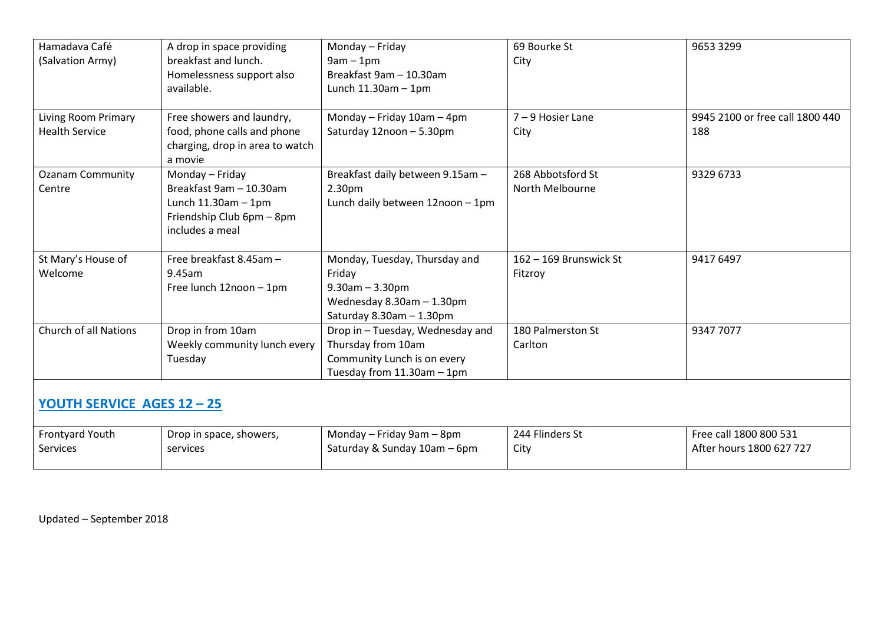| | | | | |
|---|---|---|---|---|
| Hamadava Café (Salvation Army) | A drop in space providing breakfast and lunch. Homelessness support also available. | Monday – Friday 9am – 1pm Breakfast 9am – 10.30am Lunch 11.30am – 1pm | 69 Bourke St City | 9653 3299 |
| Living Room Primary Health Service | Free showers and laundry, food, phone calls and phone charging, drop in area to watch a movie | Monday – Friday 10am – 4pm Saturday 12noon – 5.30pm | 7 – 9 Hosier Lane City | 9945 2100 or free call 1800 440 188 |
| Ozanam Community Centre | Monday – Friday Breakfast 9am – 10.30am Lunch 11.30am – 1pm Friendship Club 6pm – 8pm includes a meal | Breakfast daily between 9.15am – 2.30pm Lunch daily between 12noon – 1pm | 268 Abbotsford St North Melbourne | 9329 6733 |
| St Mary's House of Welcome | Free breakfast 8.45am – 9.45am Free lunch 12noon – 1pm | Monday, Tuesday, Thursday and Friday 9.30am – 3.30pm Wednesday 8.30am – 1.30pm Saturday 8.30am – 1.30pm | 162 – 169 Brunswick St Fitzroy | 9417 6497 |
| Church of all Nations | Drop in from 10am Weekly community lunch every Tuesday | Drop in – Tuesday, Wednesday and Thursday from 10am Community Lunch is on every Tuesday from 11.30am – 1pm | 180 Palmerston St Carlton | 9347 7077 |

## YOUTH SERVICE AGES 12 – 25

| | | | | |
|---|---|---|---|---|
| Frontyard Youth Services | Drop in space, showers, services | Monday – Friday 9am – 8pm Saturday & Sunday 10am – 6pm | 244 Flinders St City | Free call 1800 800 531 After hours 1800 627 727 |

Updated – September 2018